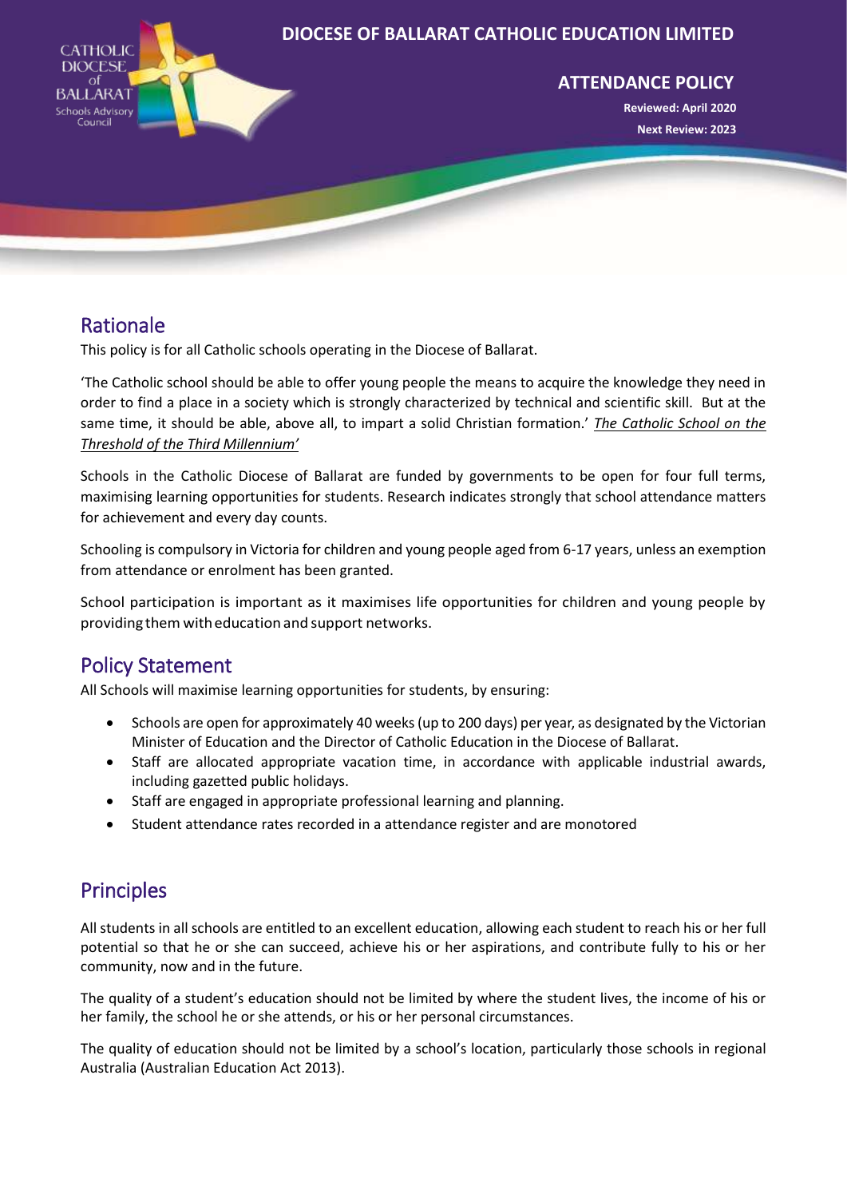# DIOCESE OF BALLARAT CATHOLIC EDUCATION LIMITED

## ATTENDANCE POLICY

**Reviewed: April 2020**

**Next Review: 2023**

## Rationale

This policy is for all Catholic schools operating in the Diocese of Ballarat.

'The Catholic school should be able to offer young people the means to acquire the knowledge they need in order to find a place in a society which is strongly characterized by technical and scientific skill. But at the same time, it should be able, above all, to impart a solid Christian formation.' *The Catholic School on the Threshold of the Third Millennium'*

Schools in the Catholic Diocese of Ballarat are funded by governments to be open for four full terms, maximising learning opportunities for students. Research indicates strongly that school attendance matters for achievement and every day counts.

Schooling is compulsory in Victoria for children and young people aged from 6-17 years, unless an exemption from attendance or enrolment has been granted.

School participation is important as it maximises life opportunities for children and young people by providing them with education and support networks.

## Policy Statement

All Schools will maximise learning opportunities for students, by ensuring:

- Schools are open for approximately 40 weeks (up to 200 days) per year, as designated by the Victorian Minister of Education and the Director of Catholic Education in the Diocese of Ballarat.
- Staff are allocated appropriate vacation time, in accordance with applicable industrial awards, including gazetted public holidays.
- Staff are engaged in appropriate professional learning and planning.
- Student attendance rates recorded in a attendance register and are monotored

## Principles

All students in all schools are entitled to an excellent education, allowing each student to reach his or her full potential so that he or she can succeed, achieve his or her aspirations, and contribute fully to his or her community, now and in the future.

The quality of a student's education should not be limited by where the student lives, the income of his or her family, the school he or she attends, or his or her personal circumstances.

The quality of education should not be limited by a school's location, particularly those schools in regional Australia (Australian Education Act 2013).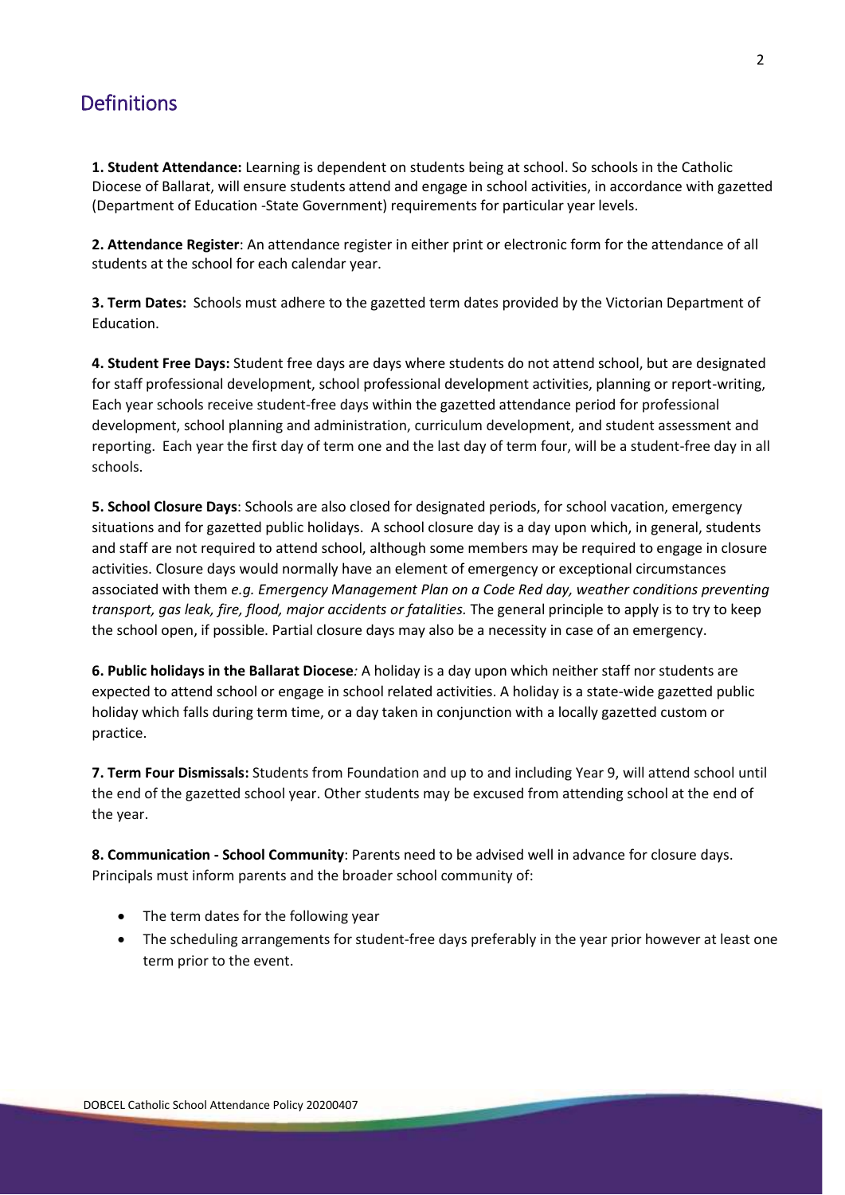## Definitions

**1. Student Attendance:** Learning is dependent on students being at school. So schools in the Catholic Diocese of Ballarat, will ensure students attend and engage in school activities, in accordance with gazetted (Department of Education -State Government) requirements for particular year levels.

**2. Attendance Register**: An attendance register in either print or electronic form for the attendance of all students at the school for each calendar year.

**3. Term Dates:** Schools must adhere to the gazetted term dates provided by the Victorian Department of Education.

**4. Student Free Days:** Student free days are days where students do not attend school, but are designated for staff professional development, school professional development activities, planning or report-writing, Each year schools receive student-free days within the gazetted attendance period for professional development, school planning and administration, curriculum development, and student assessment and reporting. Each year the first day of term one and the last day of term four, will be a student-free day in all schools.

**5. School Closure Days**: Schools are also closed for designated periods, for school vacation, emergency situations and for gazetted public holidays. A school closure day is a day upon which, in general, students and staff are not required to attend school, although some members may be required to engage in closure activities. Closure days would normally have an element of emergency or exceptional circumstances associated with them *e.g. Emergency Management Plan on a Code Red day, weather conditions preventing transport, gas leak, fire, flood, major accidents or fatalities.* The general principle to apply is to try to keep the school open, if possible. Partial closure days may also be a necessity in case of an emergency.

**6. Public holidays in the Ballarat Diocese***:* A holiday is a day upon which neither staff nor students are expected to attend school or engage in school related activities. A holiday is a state-wide gazetted public holiday which falls during term time, or a day taken in conjunction with a locally gazetted custom or practice.

**7. Term Four Dismissals:** Students from Foundation and up to and including Year 9, will attend school until the end of the gazetted school year. Other students may be excused from attending school at the end of the year.

**8. Communication - School Community**: Parents need to be advised well in advance for closure days. Principals must inform parents and the broader school community of:

- The term dates for the following year
- The scheduling arrangements for student-free days preferably in the year prior however at least one term prior to the event.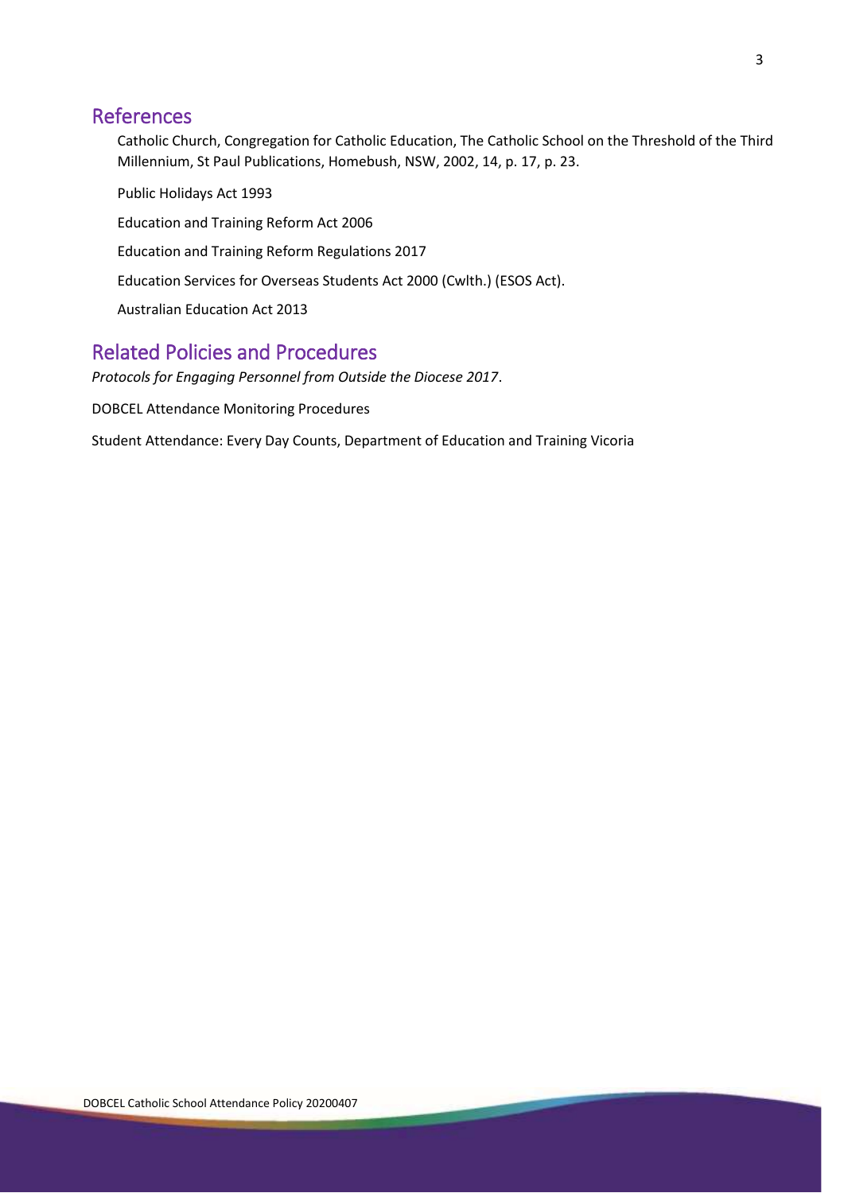## References

Catholic Church, Congregation for Catholic Education, The Catholic School on the Threshold of the Third Millennium, St Paul Publications, Homebush, NSW, 2002, 14, p. 17, p. 23.

Public Holidays Act 1993

Education and Training Reform Act 2006

Education and Training Reform Regulations 2017

Education Services for Overseas Students Act 2000 (Cwlth.) (ESOS Act).

Australian Education Act 2013

## Related Policies and Procedures

*Protocols for Engaging Personnel from Outside the Diocese 2017*.

DOBCEL Attendance Monitoring Procedures

Student Attendance: Every Day Counts, Department of Education and Training Vicoria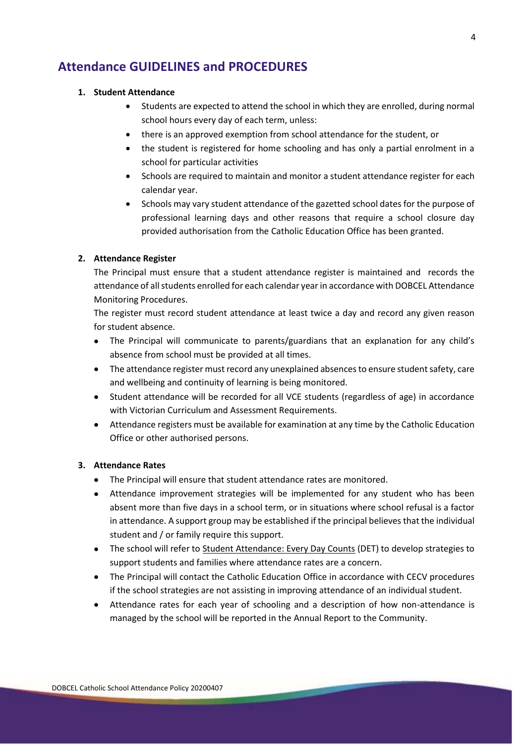## Attendance GUIDELINES and PROCEDURES

### 1. Student Attendance

- Students are expected to attend the school in which they are enrolled, during normal school hours every day of each term, unless:
- there is an approved exemption from school attendance for the student, or
- the student is registered for home schooling and has only a partial enrolment in a school for particular activities
- Schools are required to maintain and monitor a student attendance register for each calendar year.
- Schools may vary student attendance of the gazetted school dates for the purpose of professional learning days and other reasons that require a school closure day provided authorisation from the Catholic Education Office has been granted.

### 2. Attendance Register

The Principal must ensure that a student attendance register is maintained and records the attendance of all students enrolled for each calendar year in accordance with DOBCEL Attendance Monitoring Procedures.

The register must record student attendance at least twice a day and record any given reason for student absence.

- The Principal will communicate to parents/guardians that an explanation for any child's absence from school must be provided at all times.
- The attendance register must record any unexplained absences to ensure student safety, care and wellbeing and continuity of learning is being monitored.
- Student attendance will be recorded for all VCE students (regardless of age) in accordance with Victorian Curriculum and Assessment Requirements.
- Attendance registers must be available for examination at any time by the Catholic Education Office or other authorised persons.

### 3. Attendance Rates

- The Principal will ensure that student attendance rates are monitored.
- Attendance improvement strategies will be implemented for any student who has been absent more than five days in a school term, or in situations where school refusal is a factor in attendance. A support group may be established if the principal believes that the individual student and / or family require this support.
- The school will refer to Student Attendance: Every Day Counts (DET) to develop strategies to support students and families where attendance rates are a concern.
- The Principal will contact the Catholic Education Office in accordance with CECV procedures if the school strategies are not assisting in improving attendance of an individual student.
- Attendance rates for each year of schooling and a description of how non-attendance is managed by the school will be reported in the Annual Report to the Community.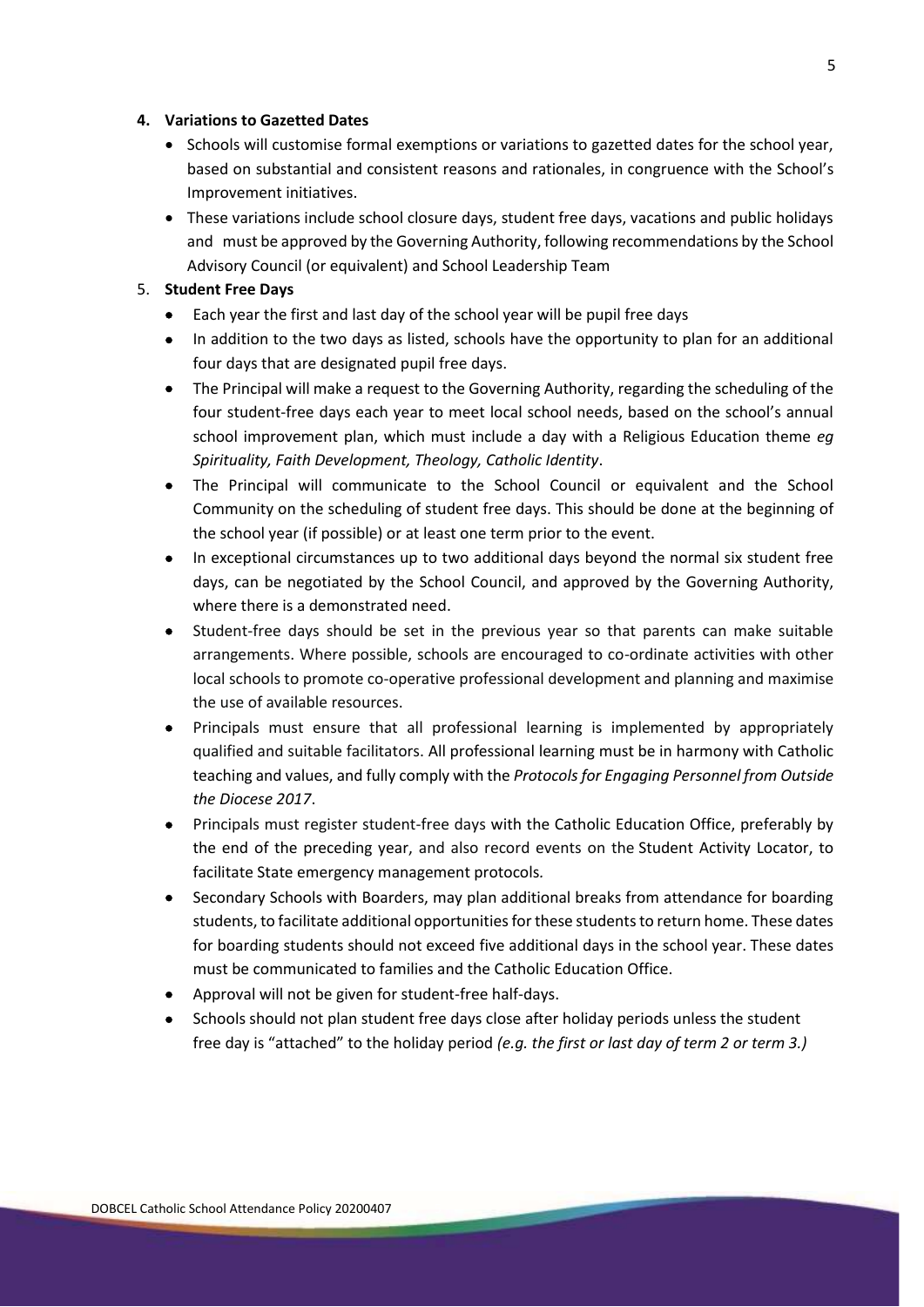4. **Variations to Gazetted Dates**
   - Schools will customise formal exemptions or variations to gazetted dates for the school year, based on substantial and consistent reasons and rationales, in congruence with the School's Improvement initiatives.
   - These variations include school closure days, student free days, vacations and public holidays and must be approved by the Governing Authority, following recommendations by the School Advisory Council (or equivalent) and School Leadership Team

5. **Student Free Days**
   - Each year the first and last day of the school year will be pupil free days
   - In addition to the two days as listed, schools have the opportunity to plan for an additional four days that are designated pupil free days.
   - The Principal will make a request to the Governing Authority, regarding the scheduling of the four student-free days each year to meet local school needs, based on the school's annual school improvement plan, which must include a day with a Religious Education theme *eg Spirituality, Faith Development, Theology, Catholic Identity*.
   - The Principal will communicate to the School Council or equivalent and the School Community on the scheduling of student free days. This should be done at the beginning of the school year (if possible) or at least one term prior to the event.
   - In exceptional circumstances up to two additional days beyond the normal six student free days, can be negotiated by the School Council, and approved by the Governing Authority, where there is a demonstrated need.
   - Student-free days should be set in the previous year so that parents can make suitable arrangements. Where possible, schools are encouraged to co-ordinate activities with other local schools to promote co-operative professional development and planning and maximise the use of available resources.
   - Principals must ensure that all professional learning is implemented by appropriately qualified and suitable facilitators. All professional learning must be in harmony with Catholic teaching and values, and fully comply with the *Protocols for Engaging Personnel from Outside the Diocese 2017*.
   - Principals must register student-free days with the Catholic Education Office, preferably by the end of the preceding year, and also record events on the Student Activity Locator, to facilitate State emergency management protocols.
   - Secondary Schools with Boarders, may plan additional breaks from attendance for boarding students, to facilitate additional opportunities for these students to return home. These dates for boarding students should not exceed five additional days in the school year. These dates must be communicated to families and the Catholic Education Office.
   - Approval will not be given for student-free half-days.
   - Schools should not plan student free days close after holiday periods unless the student free day is "attached" to the holiday period *(e.g. the first or last day of term 2 or term 3.)*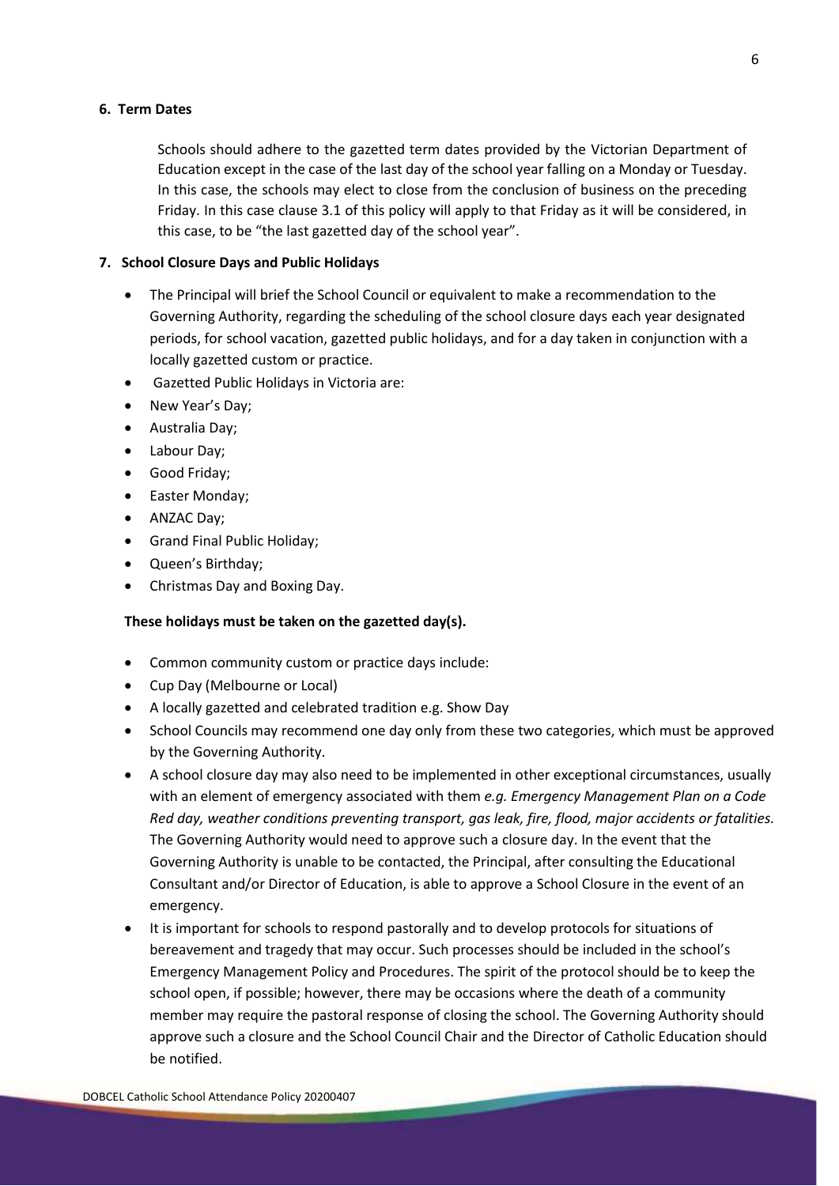**6. Term Dates**

Schools should adhere to the gazetted term dates provided by the Victorian Department of Education except in the case of the last day of the school year falling on a Monday or Tuesday. In this case, the schools may elect to close from the conclusion of business on the preceding Friday. In this case clause 3.1 of this policy will apply to that Friday as it will be considered, in this case, to be "the last gazetted day of the school year".

**7. School Closure Days and Public Holidays**

- The Principal will brief the School Council or equivalent to make a recommendation to the Governing Authority, regarding the scheduling of the school closure days each year designated periods, for school vacation, gazetted public holidays, and for a day taken in conjunction with a locally gazetted custom or practice.
- Gazetted Public Holidays in Victoria are:
- New Year's Day;
- Australia Day;
- Labour Day;
- Good Friday;
- Easter Monday;
- ANZAC Day;
- Grand Final Public Holiday;
- Queen's Birthday;
- Christmas Day and Boxing Day.

**These holidays must be taken on the gazetted day(s).**

- Common community custom or practice days include:
- Cup Day (Melbourne or Local)
- A locally gazetted and celebrated tradition e.g. Show Day
- School Councils may recommend one day only from these two categories, which must be approved by the Governing Authority.
- A school closure day may also need to be implemented in other exceptional circumstances, usually with an element of emergency associated with them *e.g. Emergency Management Plan on a Code Red day, weather conditions preventing transport, gas leak, fire, flood, major accidents or fatalities.* The Governing Authority would need to approve such a closure day. In the event that the Governing Authority is unable to be contacted, the Principal, after consulting the Educational Consultant and/or Director of Education, is able to approve a School Closure in the event of an emergency.
- It is important for schools to respond pastorally and to develop protocols for situations of bereavement and tragedy that may occur. Such processes should be included in the school's Emergency Management Policy and Procedures. The spirit of the protocol should be to keep the school open, if possible; however, there may be occasions where the death of a community member may require the pastoral response of closing the school. The Governing Authority should approve such a closure and the School Council Chair and the Director of Catholic Education should be notified.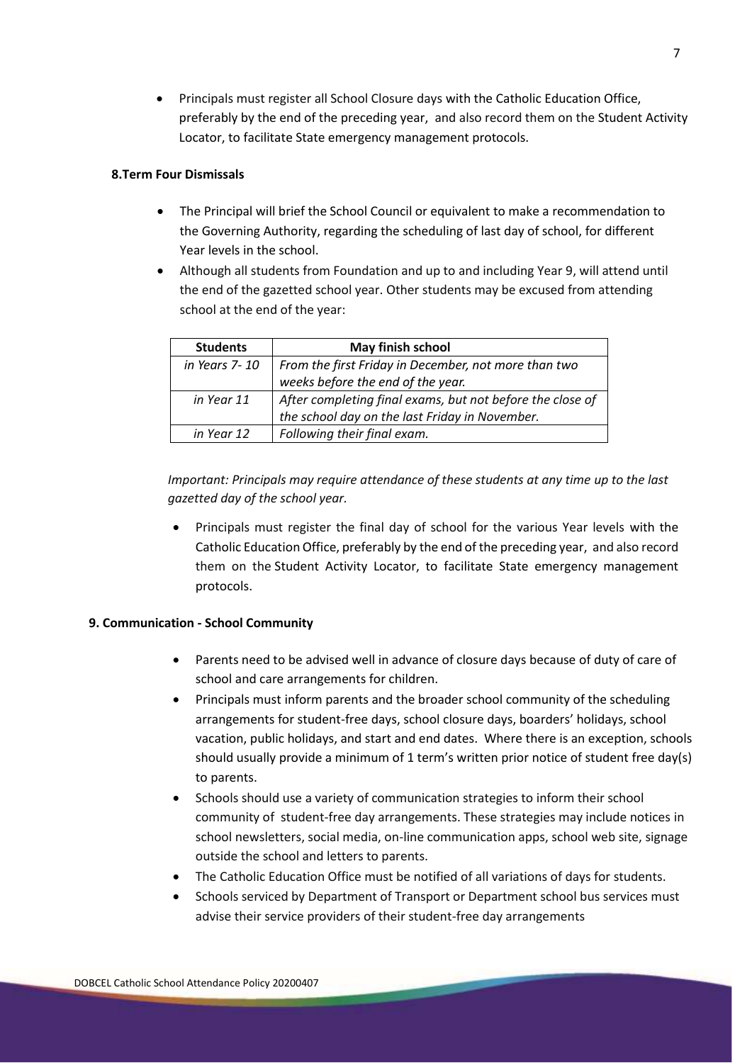- Principals must register all School Closure days with the Catholic Education Office, preferably by the end of the preceding year, and also record them on the Student Activity Locator, to facilitate State emergency management protocols.

## 8.Term Four Dismissals

- The Principal will brief the School Council or equivalent to make a recommendation to the Governing Authority, regarding the scheduling of last day of school, for different Year levels in the school.
- Although all students from Foundation and up to and including Year 9, will attend until the end of the gazetted school year. Other students may be excused from attending school at the end of the year:

| Students | May finish school |
|---|---|
| *in Years 7- 10* | *From the first Friday in December, not more than two weeks before the end of the year.* |
| *in Year 11* | *After completing final exams, but not before the close of the school day on the last Friday in November.* |
| *in Year 12* | *Following their final exam.* |

*Important: Principals may require attendance of these students at any time up to the last gazetted day of the school year.*

- Principals must register the final day of school for the various Year levels with the Catholic Education Office, preferably by the end of the preceding year, and also record them on the Student Activity Locator, to facilitate State emergency management protocols.

## 9. Communication - School Community

- Parents need to be advised well in advance of closure days because of duty of care of school and care arrangements for children.
- Principals must inform parents and the broader school community of the scheduling arrangements for student-free days, school closure days, boarders' holidays, school vacation, public holidays, and start and end dates. Where there is an exception, schools should usually provide a minimum of 1 term's written prior notice of student free day(s) to parents.
- Schools should use a variety of communication strategies to inform their school community of student-free day arrangements. These strategies may include notices in school newsletters, social media, on-line communication apps, school web site, signage outside the school and letters to parents.
- The Catholic Education Office must be notified of all variations of days for students.
- Schools serviced by Department of Transport or Department school bus services must advise their service providers of their student-free day arrangements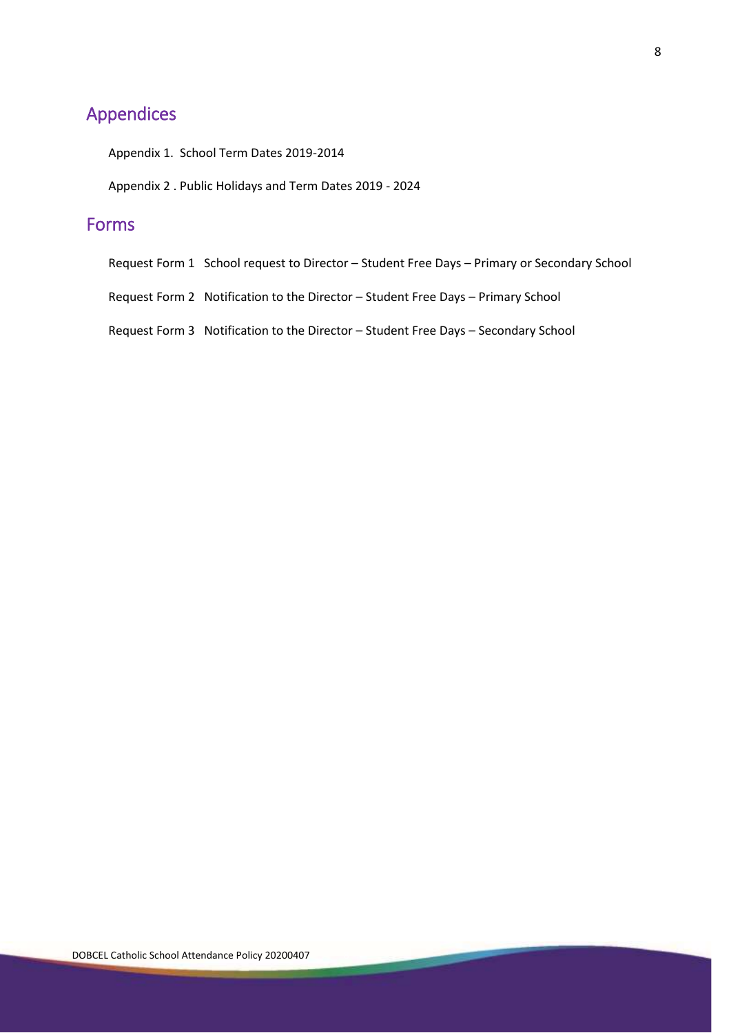## Appendices

Appendix 1. School Term Dates 2019-2014

Appendix 2 . Public Holidays and Term Dates 2019 - 2024

## Forms

Request Form 1 School request to Director – Student Free Days – Primary or Secondary School

Request Form 2 Notification to the Director – Student Free Days – Primary School

Request Form 3 Notification to the Director – Student Free Days – Secondary School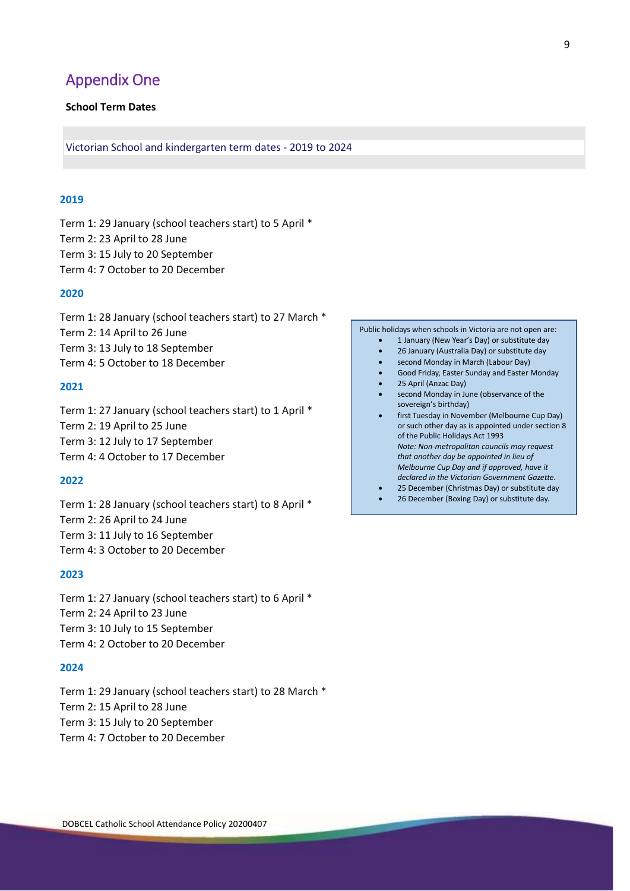## Appendix One

**School Term Dates**

Victorian School and kindergarten term dates - 2019 to 2024

### 2019

Term 1: 29 January (school teachers start) to 5 April *
Term 2: 23 April to 28 June
Term 3: 15 July to 20 September
Term 4: 7 October to 20 December

### 2020

Term 1: 28 January (school teachers start) to 27 March *
Term 2: 14 April to 26 June
Term 3: 13 July to 18 September
Term 4: 5 October to 18 December

### 2021

Term 1: 27 January (school teachers start) to 1 April *
Term 2: 19 April to 25 June
Term 3: 12 July to 17 September
Term 4: 4 October to 17 December

### 2022

Term 1: 28 January (school teachers start) to 8 April *
Term 2: 26 April to 24 June
Term 3: 11 July to 16 September
Term 4: 3 October to 20 December

### 2023

Term 1: 27 January (school teachers start) to 6 April *
Term 2: 24 April to 23 June
Term 3: 10 July to 15 September
Term 4: 2 October to 20 December

### 2024

Term 1: 29 January (school teachers start) to 28 March *
Term 2: 15 April to 28 June
Term 3: 15 July to 20 September
Term 4: 7 October to 20 December

Public holidays when schools in Victoria are not open are:

- 1 January (New Year's Day) or substitute day
- 26 January (Australia Day) or substitute day
- second Monday in March (Labour Day)
- Good Friday, Easter Sunday and Easter Monday
- 25 April (Anzac Day)
- second Monday in June (observance of the sovereign's birthday)
- first Tuesday in November (Melbourne Cup Day) or such other day as is appointed under section 8 of the Public Holidays Act 1993
  *Note: Non-metropolitan councils may request that another day be appointed in lieu of Melbourne Cup Day and if approved, have it declared in the Victorian Government Gazette.*
- 25 December (Christmas Day) or substitute day
- 26 December (Boxing Day) or substitute day.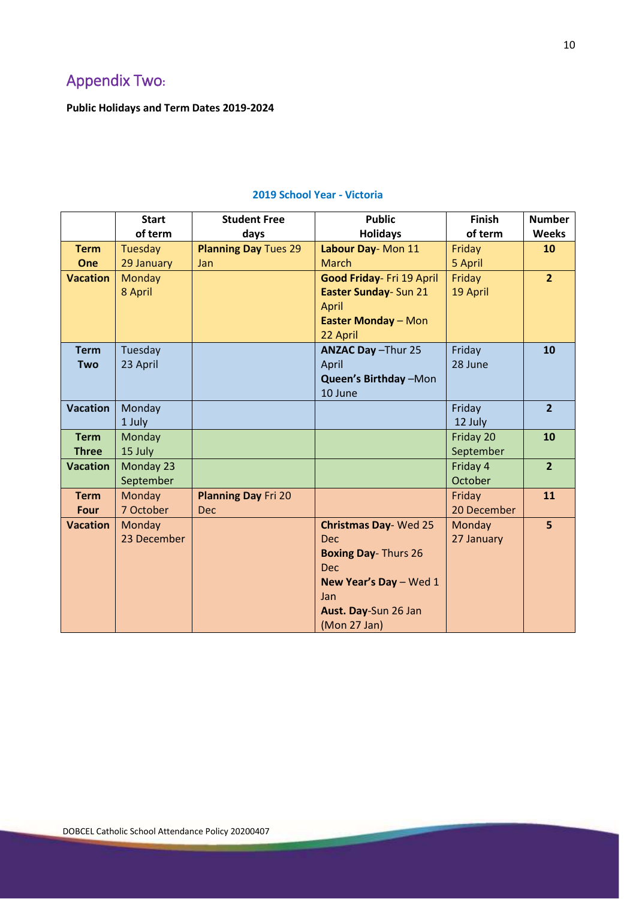# Appendix Two:

**Public Holidays and Term Dates 2019-2024**

**2019 School Year - Victoria**

| | Start of term | Student Free days | Public Holidays | Finish of term | Number Weeks |
|---|---|---|---|---|---|
| **Term One** | Tuesday 29 January | **Planning Day** Tues 29 Jan | **Labour Day**- Mon 11 March | Friday 5 April | **10** |
| **Vacation** | Monday 8 April | | **Good Friday**- Fri 19 April<br>**Easter Sunday**- Sun 21 April<br>**Easter Monday** – Mon 22 April | Friday 19 April | **2** |
| **Term Two** | Tuesday 23 April | | **ANZAC Day** –Thur 25 April<br>**Queen's Birthday** –Mon 10 June | Friday 28 June | **10** |
| **Vacation** | Monday 1 July | | | Friday 12 July | **2** |
| **Term Three** | Monday 15 July | | | Friday 20 September | **10** |
| **Vacation** | Monday 23 September | | | Friday 4 October | **2** |
| **Term Four** | Monday 7 October | **Planning Day** Fri 20 Dec | | Friday 20 December | **11** |
| **Vacation** | Monday 23 December | | **Christmas Day**- Wed 25 Dec<br>**Boxing Day**- Thurs 26 Dec<br>**New Year's Day** – Wed 1 Jan<br>**Aust. Day**-Sun 26 Jan (Mon 27 Jan) | Monday 27 January | **5** |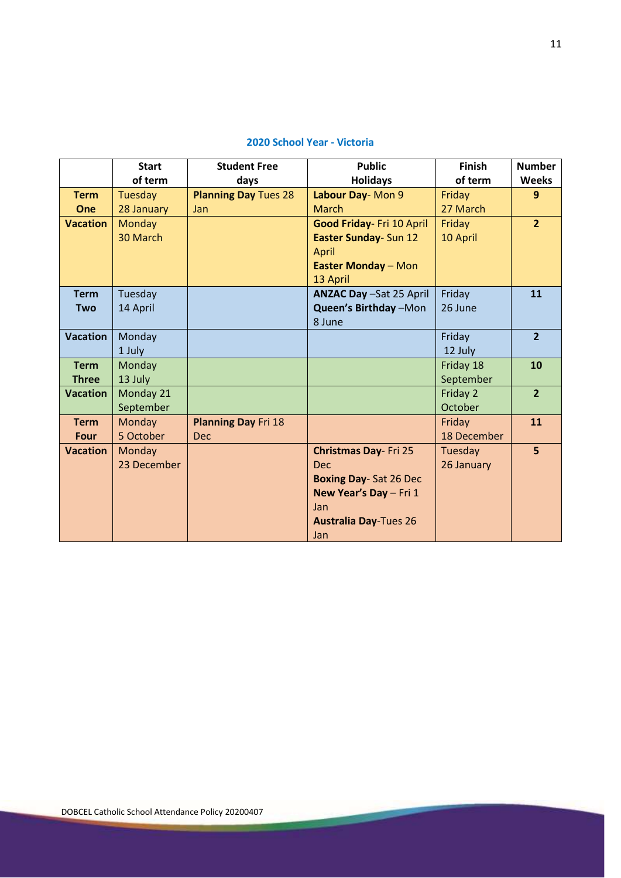## 2020 School Year - Victoria

| | Start of term | Student Free days | Public Holidays | Finish of term | Number Weeks |
|---|---|---|---|---|---|
| **Term One** | Tuesday 28 January | **Planning Day** Tues 28 Jan | **Labour Day**- Mon 9 March | Friday 27 March | **9** |
| **Vacation** | Monday 30 March | | **Good Friday**- Fri 10 April **Easter Sunday**- Sun 12 April **Easter Monday** – Mon 13 April | Friday 10 April | **2** |
| **Term Two** | Tuesday 14 April | | **ANZAC Day** –Sat 25 April **Queen's Birthday** –Mon 8 June | Friday 26 June | **11** |
| **Vacation** | Monday 1 July | | | Friday 12 July | **2** |
| **Term Three** | Monday 13 July | | | Friday 18 September | **10** |
| **Vacation** | Monday 21 September | | | Friday 2 October | **2** |
| **Term Four** | Monday 5 October | **Planning Day** Fri 18 Dec | | Friday 18 December | **11** |
| **Vacation** | Monday 23 December | | **Christmas Day**- Fri 25 Dec **Boxing Day**- Sat 26 Dec **New Year's Day** – Fri 1 Jan **Australia Day**-Tues 26 Jan | Tuesday 26 January | **5** |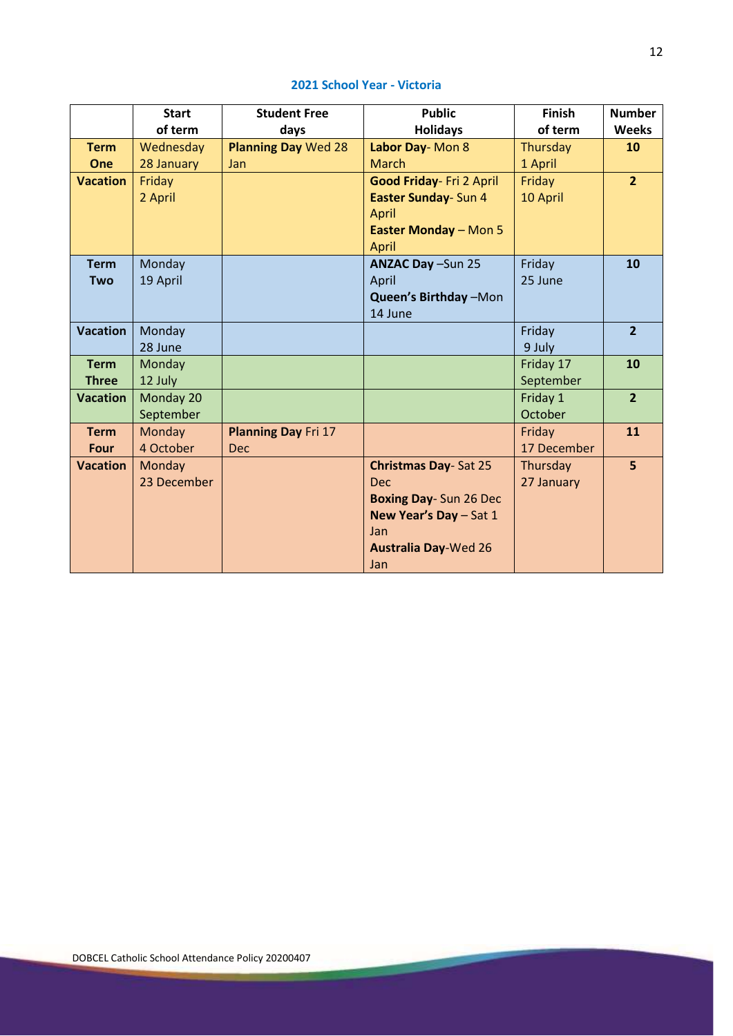## 2021 School Year - Victoria

| | Start of term | Student Free days | Public Holidays | Finish of term | Number Weeks |
|---|---|---|---|---|---|
| **Term One** | Wednesday 28 January | **Planning Day** Wed 28 Jan | **Labor Day**- Mon 8 March | Thursday 1 April | **10** |
| **Vacation** | Friday 2 April | | **Good Friday**- Fri 2 April **Easter Sunday**- Sun 4 April **Easter Monday** – Mon 5 April | Friday 10 April | **2** |
| **Term Two** | Monday 19 April | | **ANZAC Day** –Sun 25 April **Queen's Birthday** –Mon 14 June | Friday 25 June | **10** |
| **Vacation** | Monday 28 June | | | Friday 9 July | **2** |
| **Term Three** | Monday 12 July | | | Friday 17 September | **10** |
| **Vacation** | Monday 20 September | | | Friday 1 October | **2** |
| **Term Four** | Monday 4 October | **Planning Day** Fri 17 Dec | | Friday 17 December | **11** |
| **Vacation** | Monday 23 December | | **Christmas Day**- Sat 25 Dec **Boxing Day**- Sun 26 Dec **New Year's Day** – Sat 1 Jan **Australia Day**-Wed 26 Jan | Thursday 27 January | **5** |

DOBCEL Catholic School Attendance Policy 20200407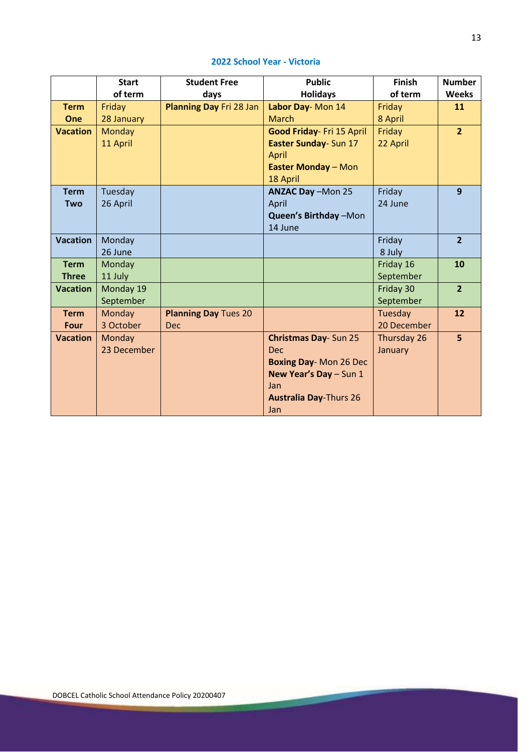## 2022 School Year - Victoria

| | Start of term | Student Free days | Public Holidays | Finish of term | Number Weeks |
|---|---|---|---|---|---|
| **Term One** | Friday 28 January | **Planning Day** Fri 28 Jan | **Labor Day**- Mon 14 March | Friday 8 April | **11** |
| **Vacation** | Monday 11 April | | **Good Friday**- Fri 15 April **Easter Sunday**- Sun 17 April **Easter Monday** – Mon 18 April | Friday 22 April | **2** |
| **Term Two** | Tuesday 26 April | | **ANZAC Day** –Mon 25 April **Queen's Birthday** –Mon 14 June | Friday 24 June | **9** |
| **Vacation** | Monday 26 June | | | Friday 8 July | **2** |
| **Term Three** | Monday 11 July | | | Friday 16 September | **10** |
| **Vacation** | Monday 19 September | | | Friday 30 September | **2** |
| **Term Four** | Monday 3 October | **Planning Day** Tues 20 Dec | | Tuesday 20 December | **12** |
| **Vacation** | Monday 23 December | | **Christmas Day**- Sun 25 Dec **Boxing Day**- Mon 26 Dec **New Year's Day** – Sun 1 Jan **Australia Day**-Thurs 26 Jan | Thursday 26 January | **5** |

DOBCEL Catholic School Attendance Policy 20200407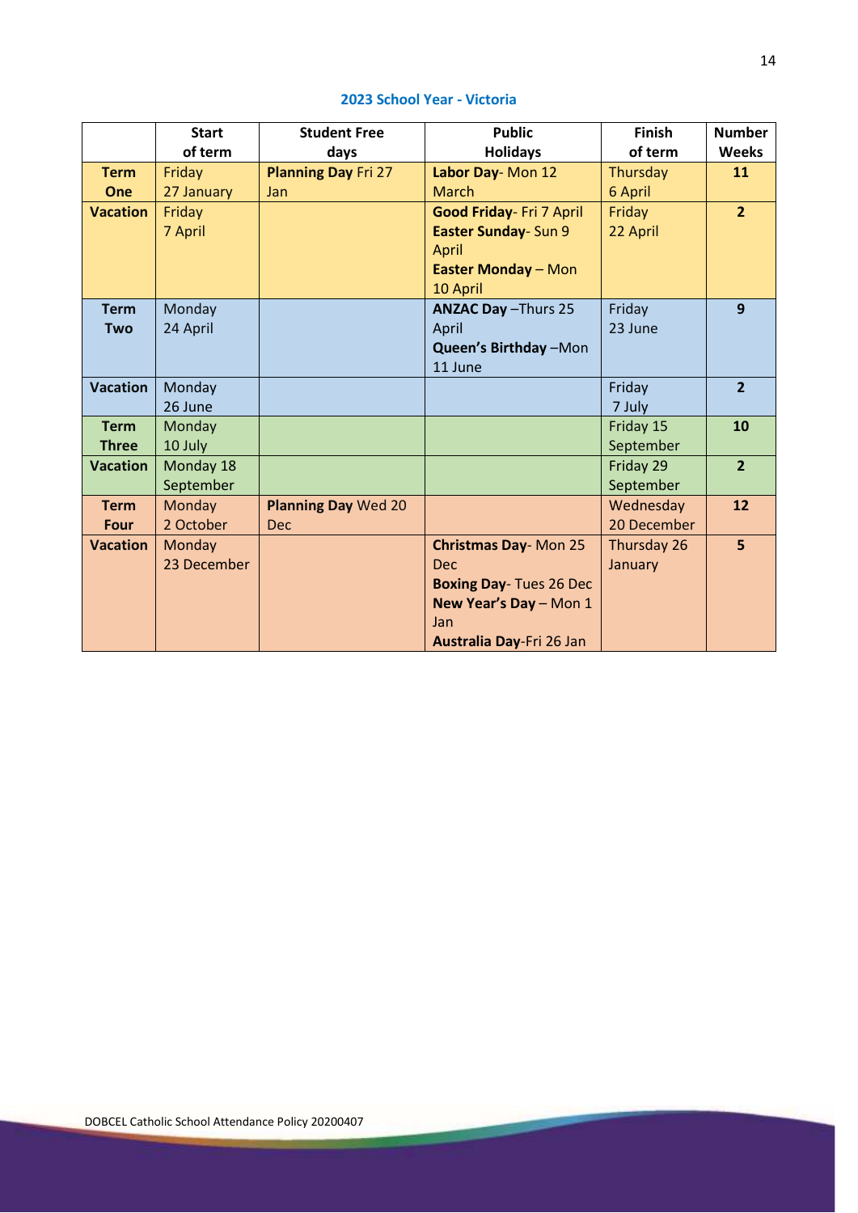## 2023 School Year - Victoria

| | Start of term | Student Free days | Public Holidays | Finish of term | Number Weeks |
|---|---|---|---|---|---|
| **Term One** | Friday 27 January | **Planning Day** Fri 27 Jan | **Labor Day**- Mon 12 March | Thursday 6 April | **11** |
| **Vacation** | Friday 7 April | | **Good Friday**- Fri 7 April **Easter Sunday**- Sun 9 April **Easter Monday** – Mon 10 April | Friday 22 April | **2** |
| **Term Two** | Monday 24 April | | **ANZAC Day** –Thurs 25 April **Queen's Birthday** –Mon 11 June | Friday 23 June | **9** |
| **Vacation** | Monday 26 June | | | Friday 7 July | **2** |
| **Term Three** | Monday 10 July | | | Friday 15 September | **10** |
| **Vacation** | Monday 18 September | | | Friday 29 September | **2** |
| **Term Four** | Monday 2 October | **Planning Day** Wed 20 Dec | | Wednesday 20 December | **12** |
| **Vacation** | Monday 23 December | | **Christmas Day**- Mon 25 Dec **Boxing Day**- Tues 26 Dec **New Year's Day** – Mon 1 Jan **Australia Day**-Fri 26 Jan | Thursday 26 January | **5** |

DOBCEL Catholic School Attendance Policy 20200407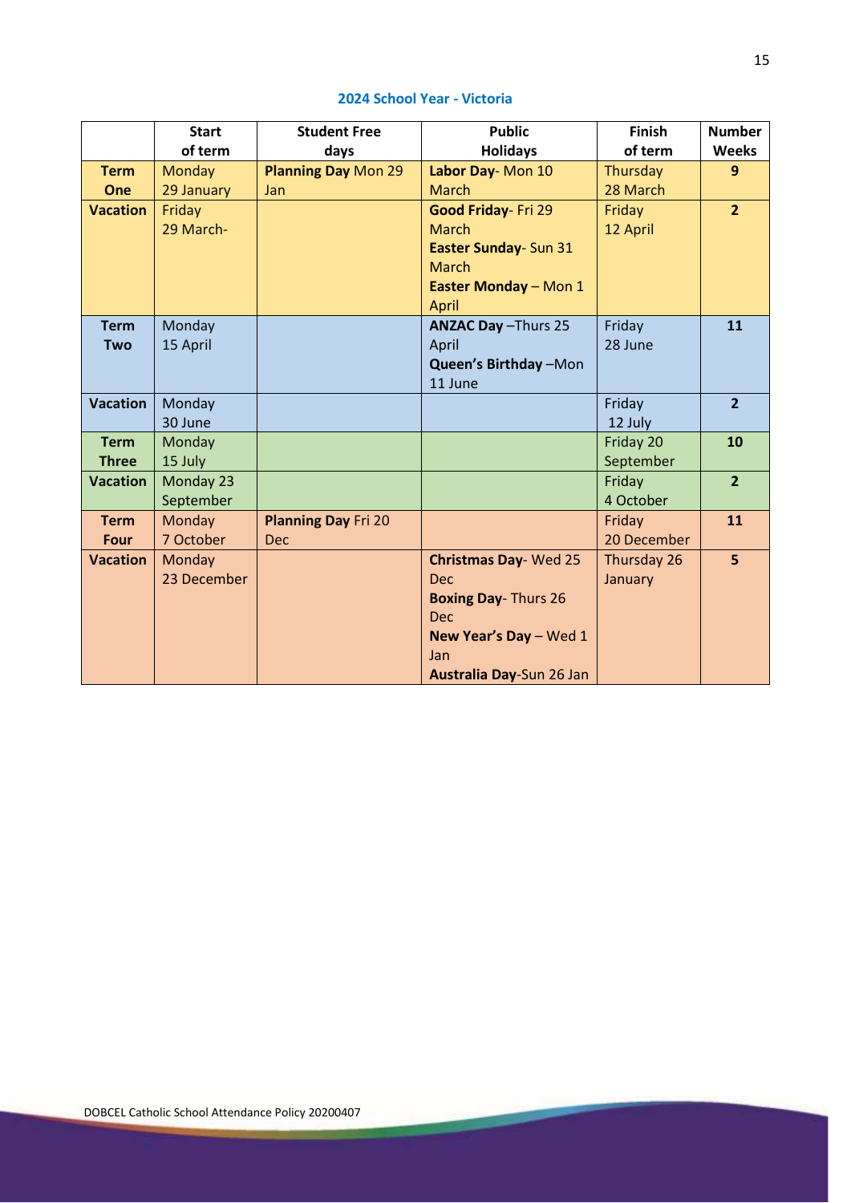## 2024 School Year - Victoria

| | Start of term | Student Free days | Public Holidays | Finish of term | Number Weeks |
|---|---|---|---|---|---|
| **Term One** | Monday 29 January | **Planning Day** Mon 29 Jan | **Labor Day**- Mon 10 March | Thursday 28 March | **9** |
| **Vacation** | Friday 29 March- | | **Good Friday**- Fri 29 March **Easter Sunday**- Sun 31 March **Easter Monday** – Mon 1 April | Friday 12 April | **2** |
| **Term Two** | Monday 15 April | | **ANZAC Day** –Thurs 25 April **Queen's Birthday** –Mon 11 June | Friday 28 June | **11** |
| **Vacation** | Monday 30 June | | | Friday 12 July | **2** |
| **Term Three** | Monday 15 July | | | Friday 20 September | **10** |
| **Vacation** | Monday 23 September | | | Friday 4 October | **2** |
| **Term Four** | Monday 7 October | **Planning Day** Fri 20 Dec | | Friday 20 December | **11** |
| **Vacation** | Monday 23 December | | **Christmas Day**- Wed 25 Dec **Boxing Day**- Thurs 26 Dec **New Year's Day** – Wed 1 Jan **Australia Day**-Sun 26 Jan | Thursday 26 January | **5** |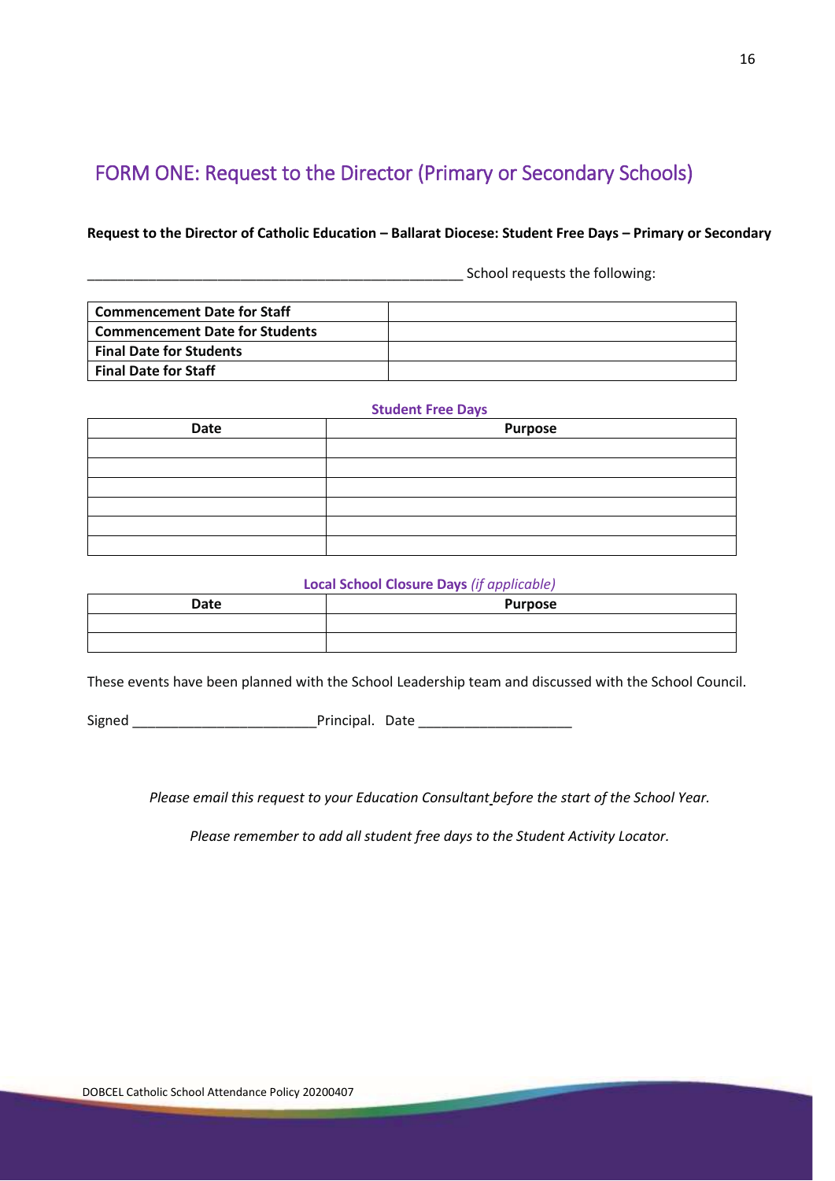## FORM ONE: Request to the Director (Primary or Secondary Schools)

**Request to the Director of Catholic Education – Ballarat Diocese: Student Free Days – Primary or Secondary**

__________________________________________________ School requests the following:

| | |
|---|---|
| **Commencement Date for Staff** | |
| **Commencement Date for Students** | |
| **Final Date for Students** | |
| **Final Date for Staff** | |

**Student Free Days**

| Date | Purpose |
|---|---|
| | |
| | |
| | |
| | |
| | |
| | |

**Local School Closure Days** *(if applicable)*

| Date | Purpose |
|---|---|
| | |
| | |

These events have been planned with the School Leadership team and discussed with the School Council.

Signed ________________________Principal. Date ____________________

*Please email this request to your Education Consultant before the start of the School Year.*

*Please remember to add all student free days to the Student Activity Locator.*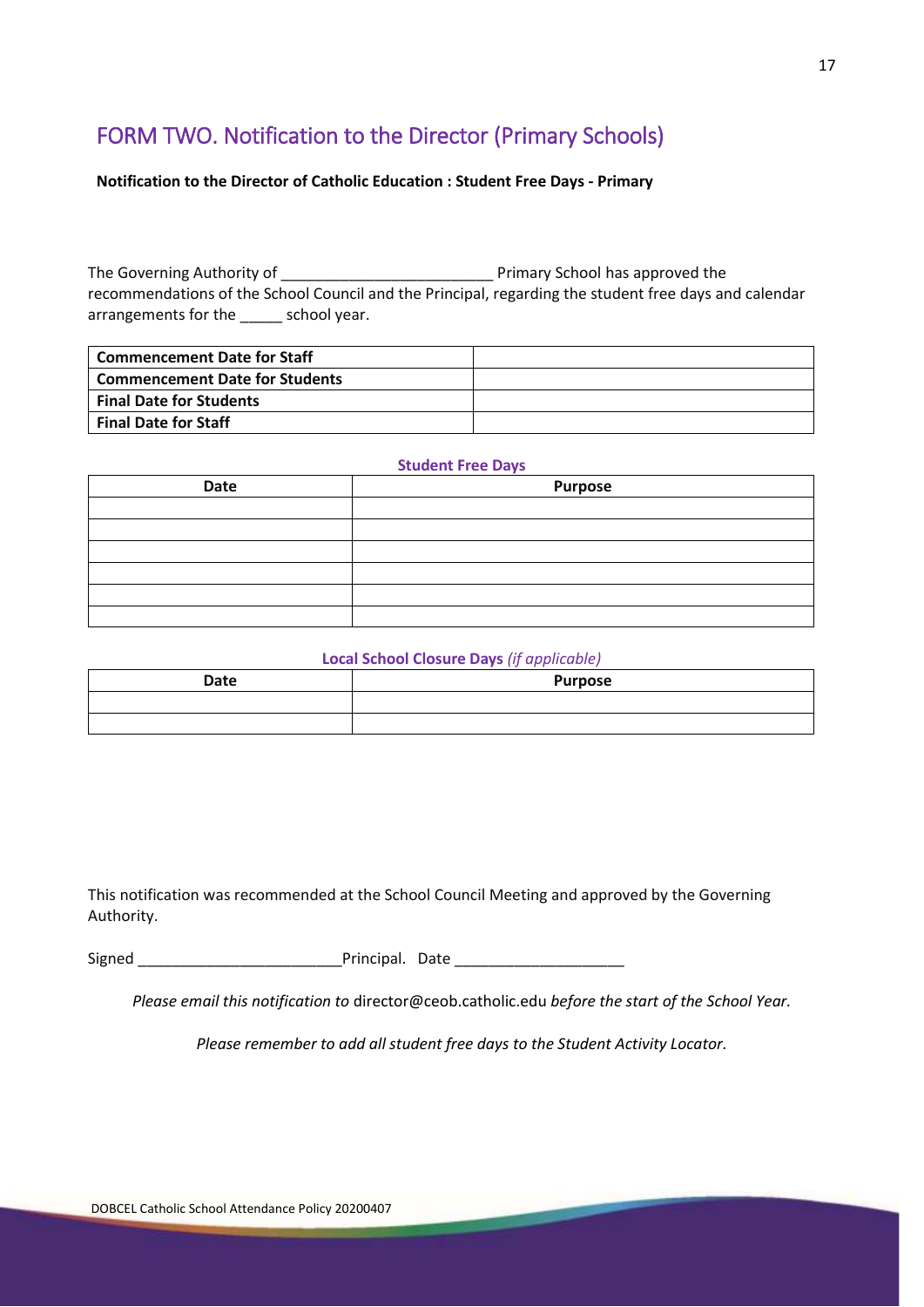# FORM TWO. Notification to the Director (Primary Schools)

**Notification to the Director of Catholic Education : Student Free Days - Primary**

The Governing Authority of _________________________ Primary School has approved the recommendations of the School Council and the Principal, regarding the student free days and calendar arrangements for the _____ school year.

| | |
|---|---|
| **Commencement Date for Staff** | |
| **Commencement Date for Students** | |
| **Final Date for Students** | |
| **Final Date for Staff** | |

**Student Free Days**

| Date | Purpose |
|---|---|
| | |
| | |
| | |
| | |
| | |
| | |

**Local School Closure Days** *(if applicable)*

| Date | Purpose |
|---|---|
| | |
| | |

This notification was recommended at the School Council Meeting and approved by the Governing Authority.

Signed ________________________Principal. Date ____________________

*Please email this notification to* director@ceob.catholic.edu *before the start of the School Year.*

*Please remember to add all student free days to the Student Activity Locator.*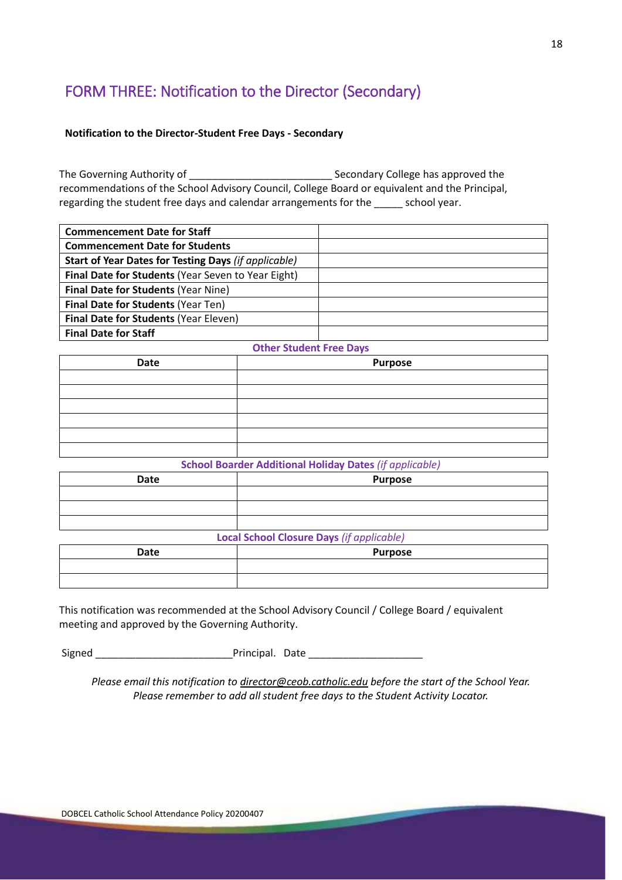# FORM THREE: Notification to the Director (Secondary)

**Notification to the Director-Student Free Days - Secondary**

The Governing Authority of ________________________ Secondary College has approved the recommendations of the School Advisory Council, College Board or equivalent and the Principal, regarding the student free days and calendar arrangements for the _____ school year.

| | |
|---|---|
| **Commencement Date for Staff** | |
| **Commencement Date for Students** | |
| **Start of Year Dates for Testing Days** *(if applicable)* | |
| **Final Date for Students** (Year Seven to Year Eight) | |
| **Final Date for Students** (Year Nine) | |
| **Final Date for Students** (Year Ten) | |
| **Final Date for Students** (Year Eleven) | |
| **Final Date for Staff** | |

**Other Student Free Days**

| Date | Purpose |
|---|---|
| | |
| | |
| | |
| | |
| | |
| | |

**School Boarder Additional Holiday Dates** *(if applicable)*

| Date | Purpose |
|---|---|
| | |
| | |
| | |

**Local School Closure Days** *(if applicable)*

| Date | Purpose |
|---|---|
| | |
| | |

This notification was recommended at the School Advisory Council / College Board / equivalent meeting and approved by the Governing Authority.

Signed ________________________Principal. Date ____________________

*Please email this notification to director@ceob.catholic.edu before the start of the School Year.*
*Please remember to add all student free days to the Student Activity Locator.*